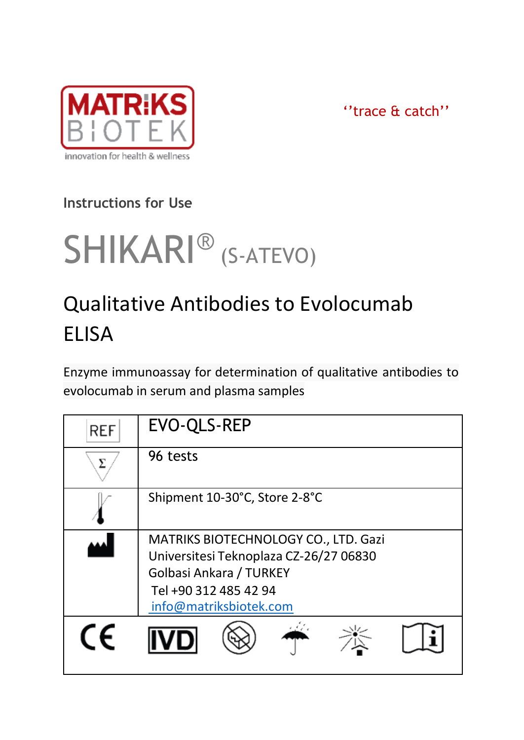MATRIKS BIOTEK

innovation for health & wellness

''trace & catch''

Instructions for Use

# SHIKARI® (S-ATEVO)

## Qualitative Antibodies to Evolocumab ELISA

Enzyme immunoassay for determination of qualitative antibodies to evolocumab in serum and plasma samples

| | |
|---|---|
| REF | EVO-QLS-REP |
| Σ | 96 tests |
| | Shipment 10-30°C, Store 2-8°C |
| | MATRIKS BIOTECHNOLOGY CO., LTD. Gazi Universitesi Teknoplaza CZ-26/27 06830 Golbasi Ankara / TURKEY<br>Tel +90 312 485 42 94<br>info@matriksbiotek.com |

CE IVD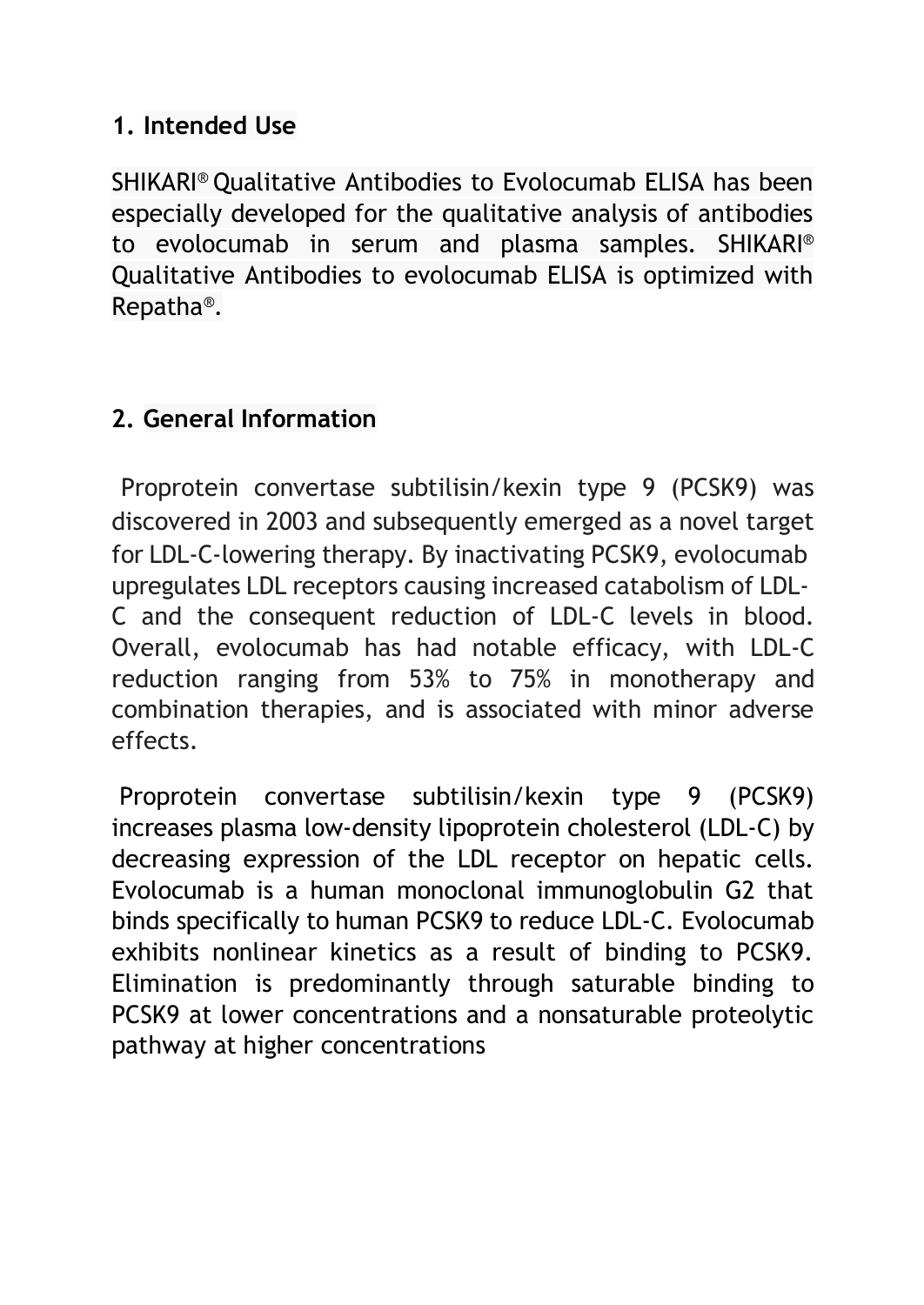## 1. Intended Use

SHIKARI® Qualitative Antibodies to Evolocumab ELISA has been especially developed for the qualitative analysis of antibodies to evolocumab in serum and plasma samples. SHIKARI® Qualitative Antibodies to evolocumab ELISA is optimized with Repatha®.

## 2. General Information

Proprotein convertase subtilisin/kexin type 9 (PCSK9) was discovered in 2003 and subsequently emerged as a novel target for LDL-C-lowering therapy. By inactivating PCSK9, evolocumab upregulates LDL receptors causing increased catabolism of LDL-C and the consequent reduction of LDL-C levels in blood. Overall, evolocumab has had notable efficacy, with LDL-C reduction ranging from 53% to 75% in monotherapy and combination therapies, and is associated with minor adverse effects.

Proprotein convertase subtilisin/kexin type 9 (PCSK9) increases plasma low-density lipoprotein cholesterol (LDL-C) by decreasing expression of the LDL receptor on hepatic cells. Evolocumab is a human monoclonal immunoglobulin G2 that binds specifically to human PCSK9 to reduce LDL-C. Evolocumab exhibits nonlinear kinetics as a result of binding to PCSK9. Elimination is predominantly through saturable binding to PCSK9 at lower concentrations and a nonsaturable proteolytic pathway at higher concentrations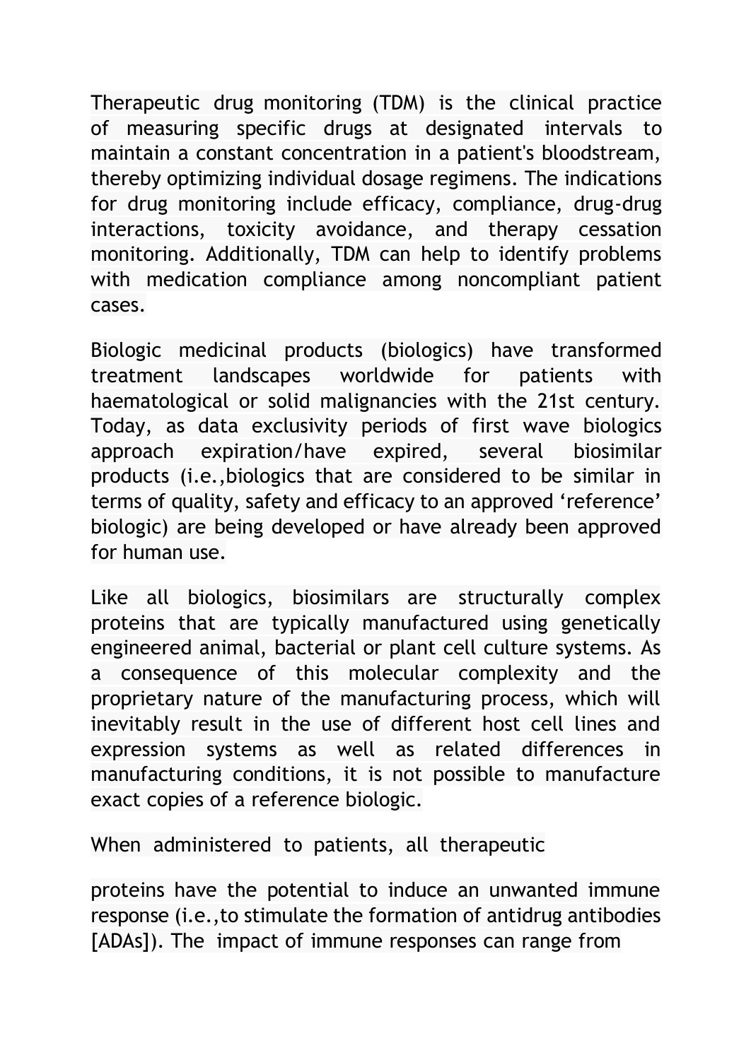Therapeutic drug monitoring (TDM) is the clinical practice of measuring specific drugs at designated intervals to maintain a constant concentration in a patient's bloodstream, thereby optimizing individual dosage regimens. The indications for drug monitoring include efficacy, compliance, drug-drug interactions, toxicity avoidance, and therapy cessation monitoring. Additionally, TDM can help to identify problems with medication compliance among noncompliant patient cases.

Biologic medicinal products (biologics) have transformed treatment landscapes worldwide for patients with haematological or solid malignancies with the 21st century. Today, as data exclusivity periods of first wave biologics approach expiration/have expired, several biosimilar products (i.e.,biologics that are considered to be similar in terms of quality, safety and efficacy to an approved 'reference' biologic) are being developed or have already been approved for human use.

Like all biologics, biosimilars are structurally complex proteins that are typically manufactured using genetically engineered animal, bacterial or plant cell culture systems. As a consequence of this molecular complexity and the proprietary nature of the manufacturing process, which will inevitably result in the use of different host cell lines and expression systems as well as related differences in manufacturing conditions, it is not possible to manufacture exact copies of a reference biologic.

When administered to patients, all therapeutic

proteins have the potential to induce an unwanted immune response (i.e.,to stimulate the formation of antidrug antibodies [ADAs]). The impact of immune responses can range from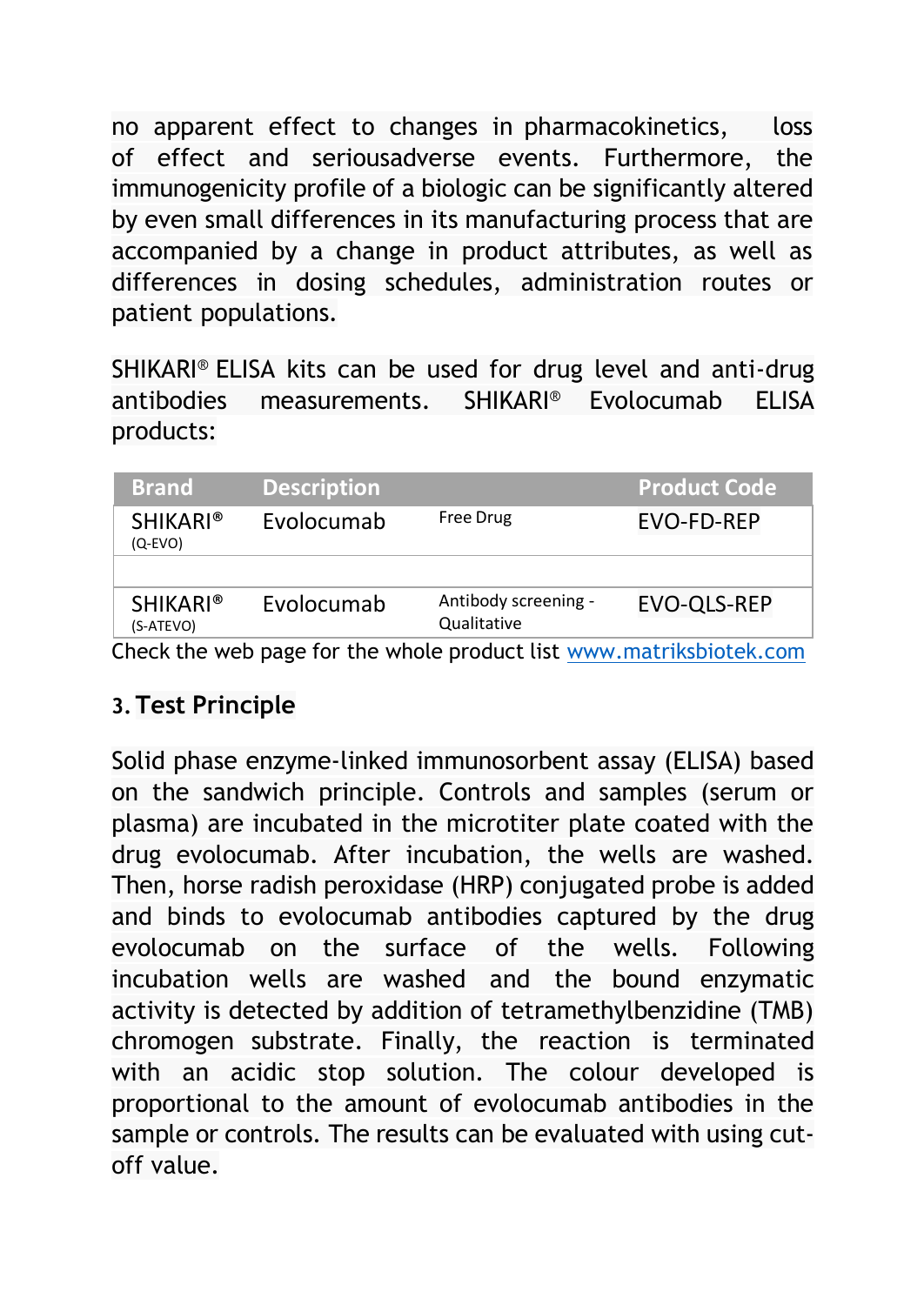no apparent effect to changes in pharmacokinetics, loss of effect and seriousadverse events. Furthermore, the immunogenicity profile of a biologic can be significantly altered by even small differences in its manufacturing process that are accompanied by a change in product attributes, as well as differences in dosing schedules, administration routes or patient populations.

SHIKARI® ELISA kits can be used for drug level and anti-drug antibodies measurements. SHIKARI® Evolocumab ELISA products:

| Brand | Description | | Product Code |
|---|---|---|---|
| SHIKARI® (Q-EVO) | Evolocumab | Free Drug | EVO-FD-REP |
| | | | |
| SHIKARI® (S-ATEVO) | Evolocumab | Antibody screening - Qualitative | EVO-QLS-REP |

Check the web page for the whole product list www.matriksbiotek.com

## 3. Test Principle

Solid phase enzyme-linked immunosorbent assay (ELISA) based on the sandwich principle. Controls and samples (serum or plasma) are incubated in the microtiter plate coated with the drug evolocumab. After incubation, the wells are washed. Then, horse radish peroxidase (HRP) conjugated probe is added and binds to evolocumab antibodies captured by the drug evolocumab on the surface of the wells. Following incubation wells are washed and the bound enzymatic activity is detected by addition of tetramethylbenzidine (TMB) chromogen substrate. Finally, the reaction is terminated with an acidic stop solution. The colour developed is proportional to the amount of evolocumab antibodies in the sample or controls. The results can be evaluated with using cut-off value.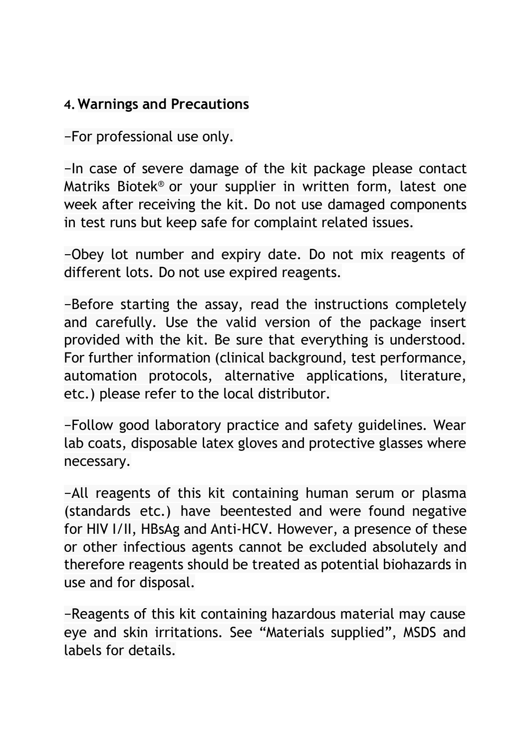## 4. Warnings and Precautions

–For professional use only.

–In case of severe damage of the kit package please contact Matriks Biotek® or your supplier in written form, latest one week after receiving the kit. Do not use damaged components in test runs but keep safe for complaint related issues.

–Obey lot number and expiry date. Do not mix reagents of different lots. Do not use expired reagents.

–Before starting the assay, read the instructions completely and carefully. Use the valid version of the package insert provided with the kit. Be sure that everything is understood. For further information (clinical background, test performance, automation protocols, alternative applications, literature, etc.) please refer to the local distributor.

–Follow good laboratory practice and safety guidelines. Wear lab coats, disposable latex gloves and protective glasses where necessary.

–All reagents of this kit containing human serum or plasma (standards etc.) have beentested and were found negative for HIV I/II, HBsAg and Anti-HCV. However, a presence of these or other infectious agents cannot be excluded absolutely and therefore reagents should be treated as potential biohazards in use and for disposal.

–Reagents of this kit containing hazardous material may cause eye and skin irritations. See “Materials supplied”, MSDS and labels for details.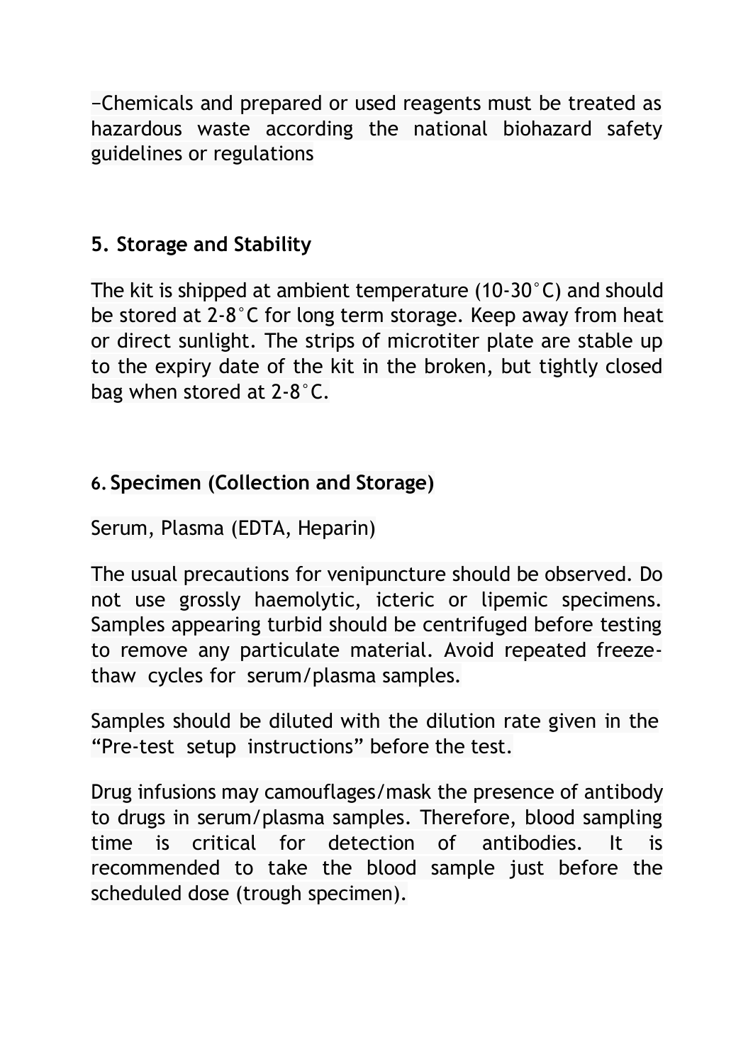−Chemicals and prepared or used reagents must be treated as hazardous waste according the national biohazard safety guidelines or regulations

## 5. Storage and Stability

The kit is shipped at ambient temperature (10-30°C) and should be stored at 2-8°C for long term storage. Keep away from heat or direct sunlight. The strips of microtiter plate are stable up to the expiry date of the kit in the broken, but tightly closed bag when stored at 2-8°C.

## 6. Specimen (Collection and Storage)

Serum, Plasma (EDTA, Heparin)

The usual precautions for venipuncture should be observed. Do not use grossly haemolytic, icteric or lipemic specimens. Samples appearing turbid should be centrifuged before testing to remove any particulate material. Avoid repeated freeze-thaw cycles for serum/plasma samples.

Samples should be diluted with the dilution rate given in the "Pre-test setup instructions" before the test.

Drug infusions may camouflages/mask the presence of antibody to drugs in serum/plasma samples. Therefore, blood sampling time is critical for detection of antibodies. It is recommended to take the blood sample just before the scheduled dose (trough specimen).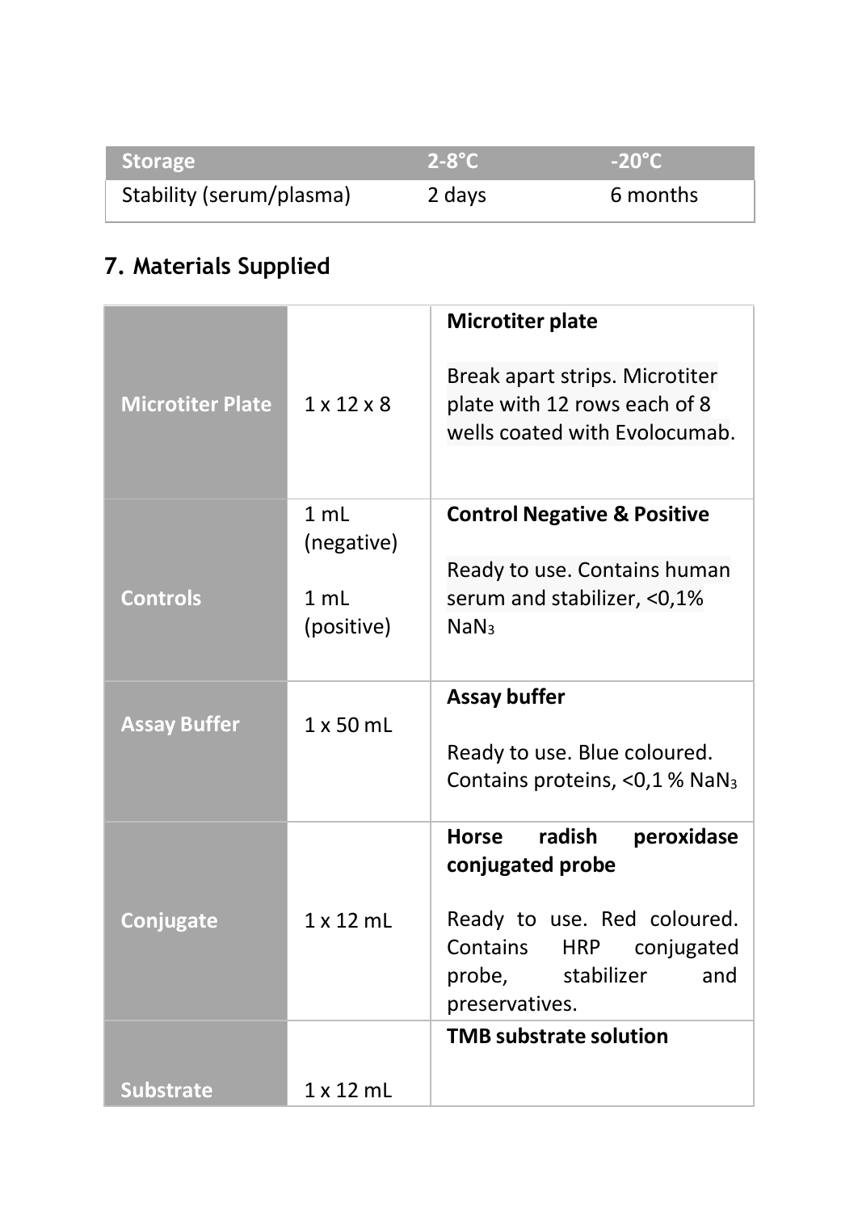| Storage | 2-8°C | -20°C |
| --- | --- | --- |
| Stability (serum/plasma) | 2 days | 6 months |

## 7. Materials Supplied

| | | |
| --- | --- | --- |
| **Microtiter Plate** | 1 x 12 x 8 | **Microtiter plate**<br><br>Break apart strips. Microtiter plate with 12 rows each of 8 wells coated with Evolocumab. |
| **Controls** | 1 mL (negative)<br><br>1 mL (positive) | **Control Negative & Positive**<br><br>Ready to use. Contains human serum and stabilizer, <0,1% $NaN_3$ |
| **Assay Buffer** | 1 x 50 mL | **Assay buffer**<br><br>Ready to use. Blue coloured. Contains proteins, <0,1 % $NaN_3$ |
| **Conjugate** | 1 x 12 mL | **Horse radish peroxidase conjugated probe**<br><br>Ready to use. Red coloured. Contains HRP conjugated probe, stabilizer and preservatives. |
| **Substrate** | 1 x 12 mL | **TMB substrate solution** |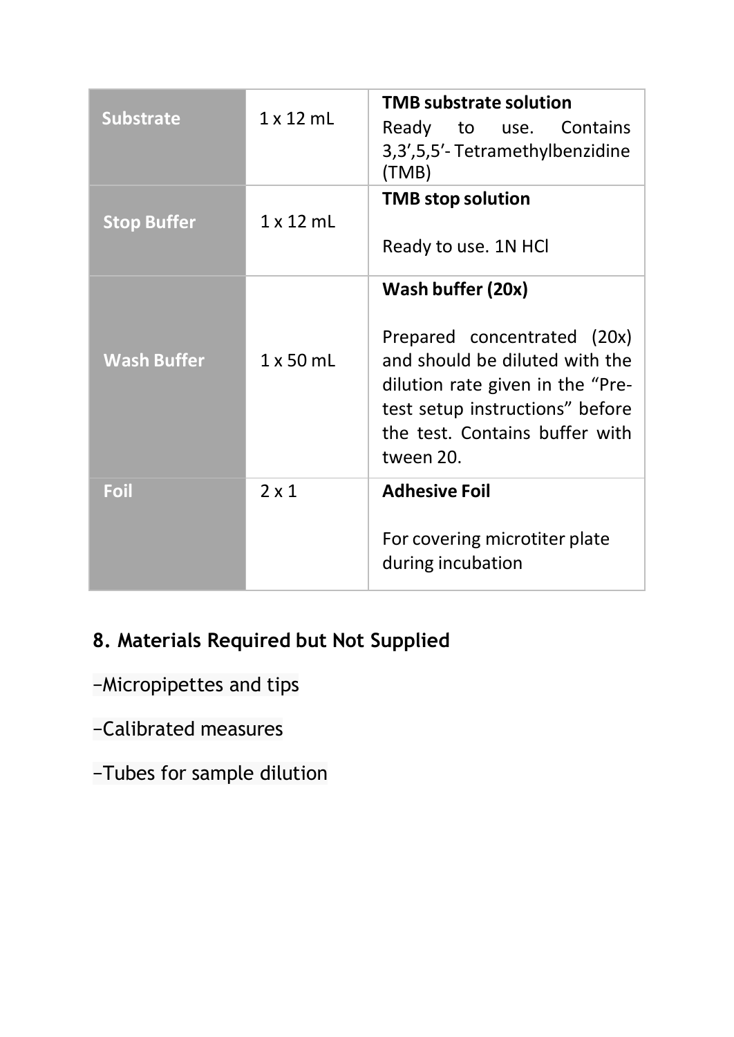| Substrate | 1 x 12 mL | **TMB substrate solution** Ready to use. Contains 3,3',5,5'- Tetramethylbenzidine (TMB) |
|---|---|---|
| **Stop Buffer** | 1 x 12 mL | **TMB stop solution** Ready to use. 1N HCl |
| **Wash Buffer** | 1 x 50 mL | **Wash buffer (20x)** Prepared concentrated (20x) and should be diluted with the dilution rate given in the "Pre-test setup instructions" before the test. Contains buffer with tween 20. |
| **Foil** | 2 x 1 | **Adhesive Foil** For covering microtiter plate during incubation |

## 8. Materials Required but Not Supplied

–Micropipettes and tips

–Calibrated measures

–Tubes for sample dilution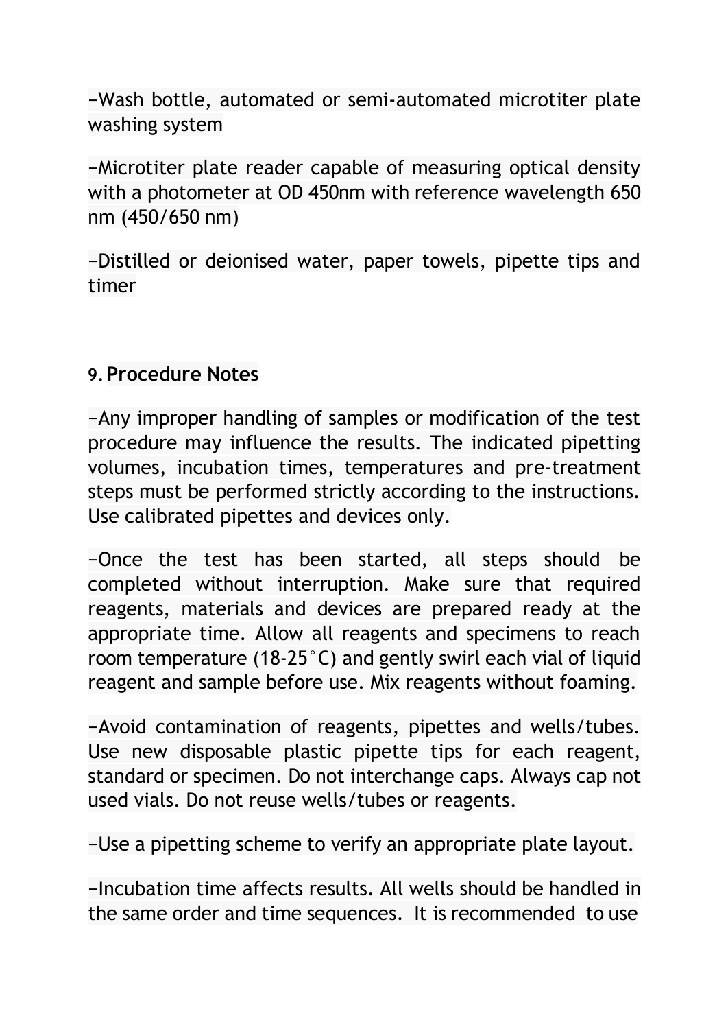–Wash bottle, automated or semi-automated microtiter plate washing system

–Microtiter plate reader capable of measuring optical density with a photometer at OD 450nm with reference wavelength 650 nm (450/650 nm)

–Distilled or deionised water, paper towels, pipette tips and timer

## 9. Procedure Notes

–Any improper handling of samples or modification of the test procedure may influence the results. The indicated pipetting volumes, incubation times, temperatures and pre-treatment steps must be performed strictly according to the instructions. Use calibrated pipettes and devices only.

–Once the test has been started, all steps should be completed without interruption. Make sure that required reagents, materials and devices are prepared ready at the appropriate time. Allow all reagents and specimens to reach room temperature (18-25°C) and gently swirl each vial of liquid reagent and sample before use. Mix reagents without foaming.

–Avoid contamination of reagents, pipettes and wells/tubes. Use new disposable plastic pipette tips for each reagent, standard or specimen. Do not interchange caps. Always cap not used vials. Do not reuse wells/tubes or reagents.

–Use a pipetting scheme to verify an appropriate plate layout.

–Incubation time affects results. All wells should be handled in the same order and time sequences. It is recommended to use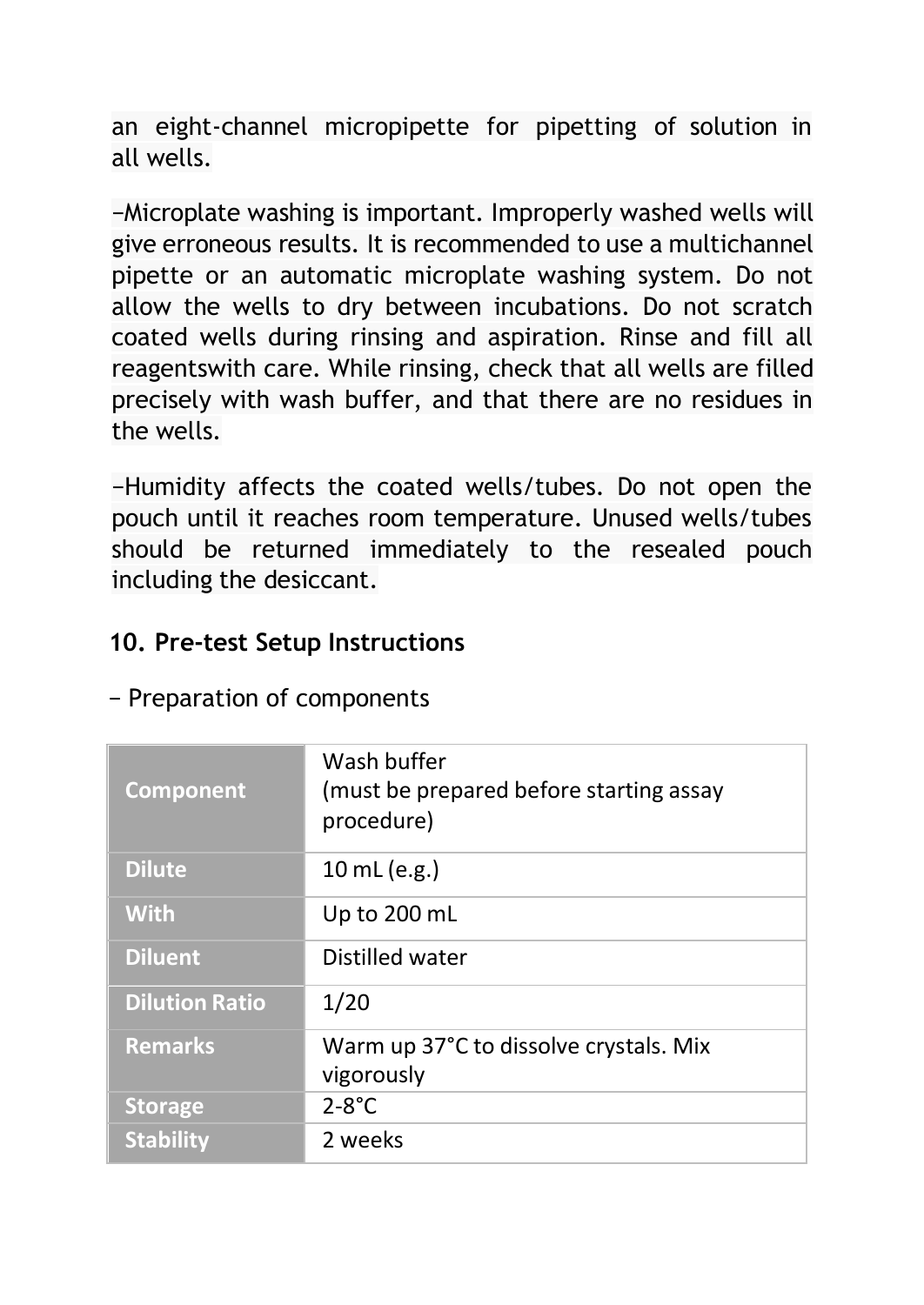an eight-channel micropipette for pipetting of solution in all wells.

−Microplate washing is important. Improperly washed wells will give erroneous results. It is recommended to use a multichannel pipette or an automatic microplate washing system. Do not allow the wells to dry between incubations. Do not scratch coated wells during rinsing and aspiration. Rinse and fill all reagentswith care. While rinsing, check that all wells are filled precisely with wash buffer, and that there are no residues in the wells.

−Humidity affects the coated wells/tubes. Do not open the pouch until it reaches room temperature. Unused wells/tubes should be returned immediately to the resealed pouch including the desiccant.

## 10. Pre-test Setup Instructions

− Preparation of components

| Component | Wash buffer (must be prepared before starting assay procedure) |
|---|---|
| Dilute | 10 mL (e.g.) |
| With | Up to 200 mL |
| Diluent | Distilled water |
| Dilution Ratio | 1/20 |
| Remarks | Warm up 37°C to dissolve crystals. Mix vigorously |
| Storage | 2-8°C |
| Stability | 2 weeks |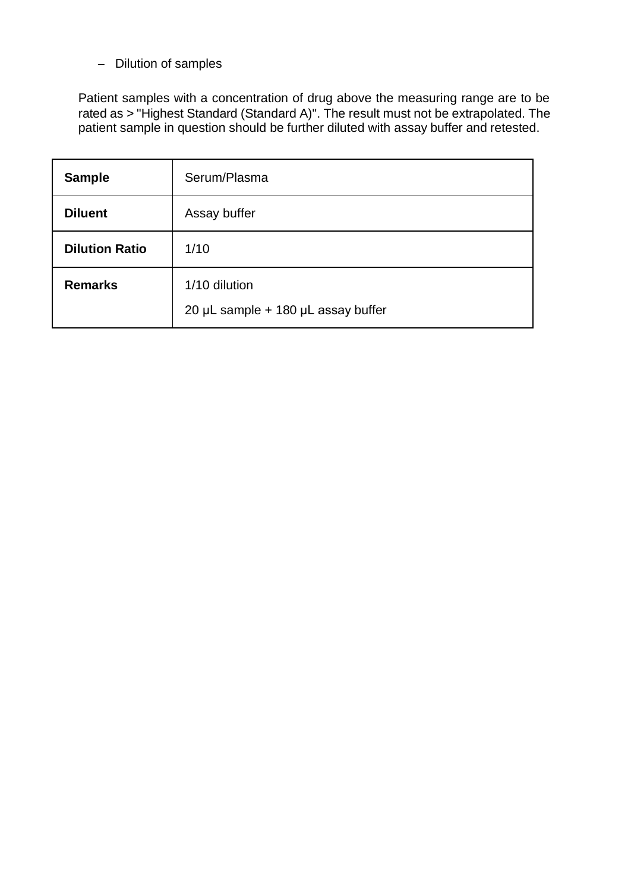- Dilution of samples

Patient samples with a concentration of drug above the measuring range are to be rated as > "Highest Standard (Standard A)". The result must not be extrapolated. The patient sample in question should be further diluted with assay buffer and retested.

| **Sample** | Serum/Plasma |
|---|---|
| **Diluent** | Assay buffer |
| **Dilution Ratio** | 1/10 |
| **Remarks** | 1/10 dilution<br>20 µL sample + 180 µL assay buffer |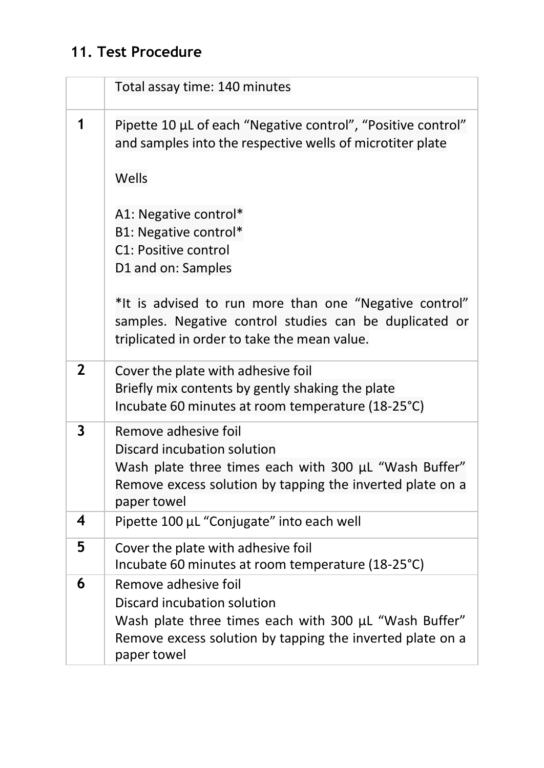## 11. Test Procedure

| | Total assay time: 140 minutes |
|---|---|
| **1** | Pipette 10 µL of each “Negative control”, “Positive control” and samples into the respective wells of microtiter plate<br><br>Wells<br><br>A1: Negative control*<br>B1: Negative control*<br>C1: Positive control<br>D1 and on: Samples<br><br>*It is advised to run more than one “Negative control” samples. Negative control studies can be duplicated or triplicated in order to take the mean value. |
| **2** | Cover the plate with adhesive foil<br>Briefly mix contents by gently shaking the plate<br>Incubate 60 minutes at room temperature (18-25°C) |
| **3** | Remove adhesive foil<br>Discard incubation solution<br>Wash plate three times each with 300 µL “Wash Buffer”<br>Remove excess solution by tapping the inverted plate on a paper towel |
| **4** | Pipette 100 µL “Conjugate” into each well |
| **5** | Cover the plate with adhesive foil<br>Incubate 60 minutes at room temperature (18-25°C) |
| **6** | Remove adhesive foil<br>Discard incubation solution<br>Wash plate three times each with 300 µL “Wash Buffer”<br>Remove excess solution by tapping the inverted plate on a paper towel |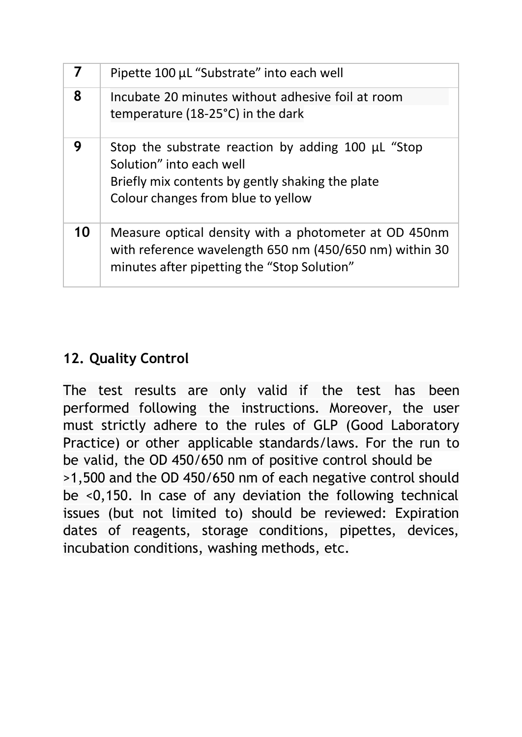| 7 | Pipette 100 µL “Substrate” into each well |
|---|---|
| 8 | Incubate 20 minutes without adhesive foil at room temperature (18-25°C) in the dark |
| 9 | Stop the substrate reaction by adding 100 µL “Stop Solution” into each well<br>Briefly mix contents by gently shaking the plate<br>Colour changes from blue to yellow |
| 10 | Measure optical density with a photometer at OD 450nm with reference wavelength 650 nm (450/650 nm) within 30 minutes after pipetting the “Stop Solution” |

## 12. Quality Control

The test results are only valid if the test has been performed following the instructions. Moreover, the user must strictly adhere to the rules of GLP (Good Laboratory Practice) or other applicable standards/laws. For the run to be valid, the OD 450/650 nm of positive control should be >1,500 and the OD 450/650 nm of each negative control should be <0,150. In case of any deviation the following technical issues (but not limited to) should be reviewed: Expiration dates of reagents, storage conditions, pipettes, devices, incubation conditions, washing methods, etc.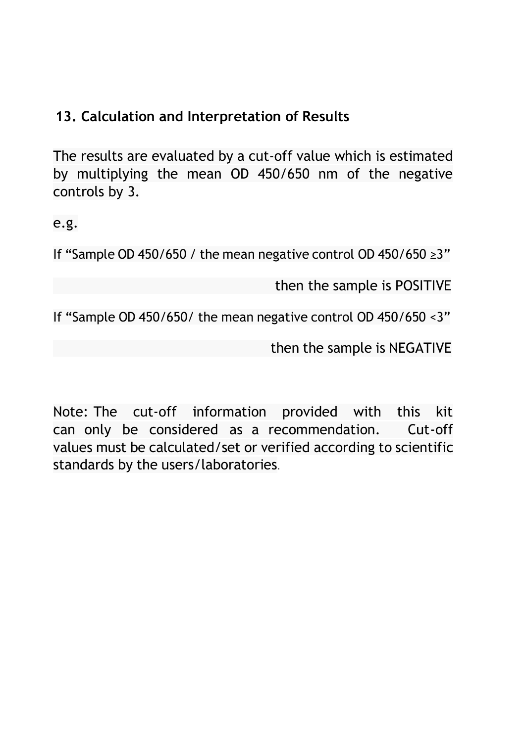## 13. Calculation and Interpretation of Results

The results are evaluated by a cut-off value which is estimated by multiplying the mean OD 450/650 nm of the negative controls by 3.

e.g.

If "Sample OD 450/650 / the mean negative control OD 450/650 ≥3"

then the sample is POSITIVE

If "Sample OD 450/650/ the mean negative control OD 450/650 <3"

then the sample is NEGATIVE

Note: The cut-off information provided with this kit can only be considered as a recommendation. Cut-off values must be calculated/set or verified according to scientific standards by the users/laboratories.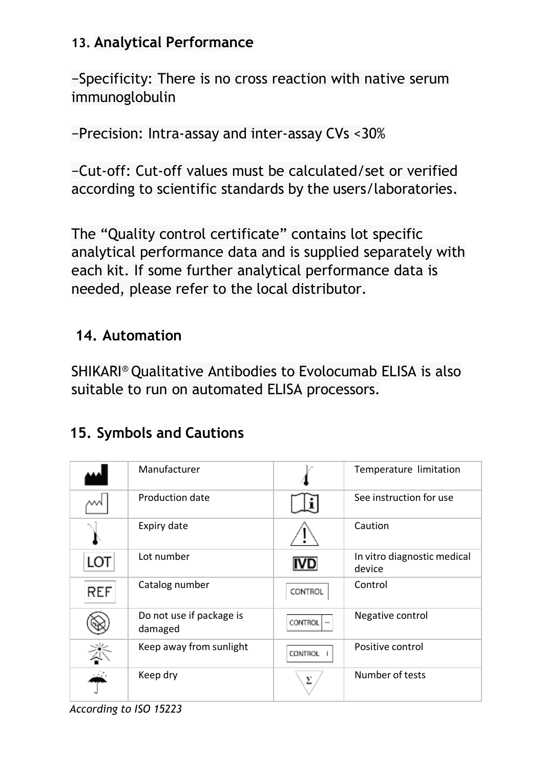## 13. Analytical Performance

−Specificity: There is no cross reaction with native serum immunoglobulin

−Precision: Intra-assay and inter-assay CVs <30%

−Cut-off: Cut-off values must be calculated/set or verified according to scientific standards by the users/laboratories.

The "Quality control certificate" contains lot specific analytical performance data and is supplied separately with each kit. If some further analytical performance data is needed, please refer to the local distributor.

## 14. Automation

SHIKARI® Qualitative Antibodies to Evolocumab ELISA is also suitable to run on automated ELISA processors.

## 15. Symbols and Cautions

| Symbol | Meaning | Symbol | Meaning |
|---|---|---|---|
| | Manufacturer | | Temperature limitation |
| | Production date | | See instruction for use |
| | Expiry date | | Caution |
| LOT | Lot number | IVD | In vitro diagnostic medical device |
| REF | Catalog number | CONTROL | Control |
| | Do not use if package is damaged | CONTROL − | Negative control |
| | Keep away from sunlight | CONTROL + | Positive control |
| | Keep dry | Σ | Number of tests |

*According to ISO 15223*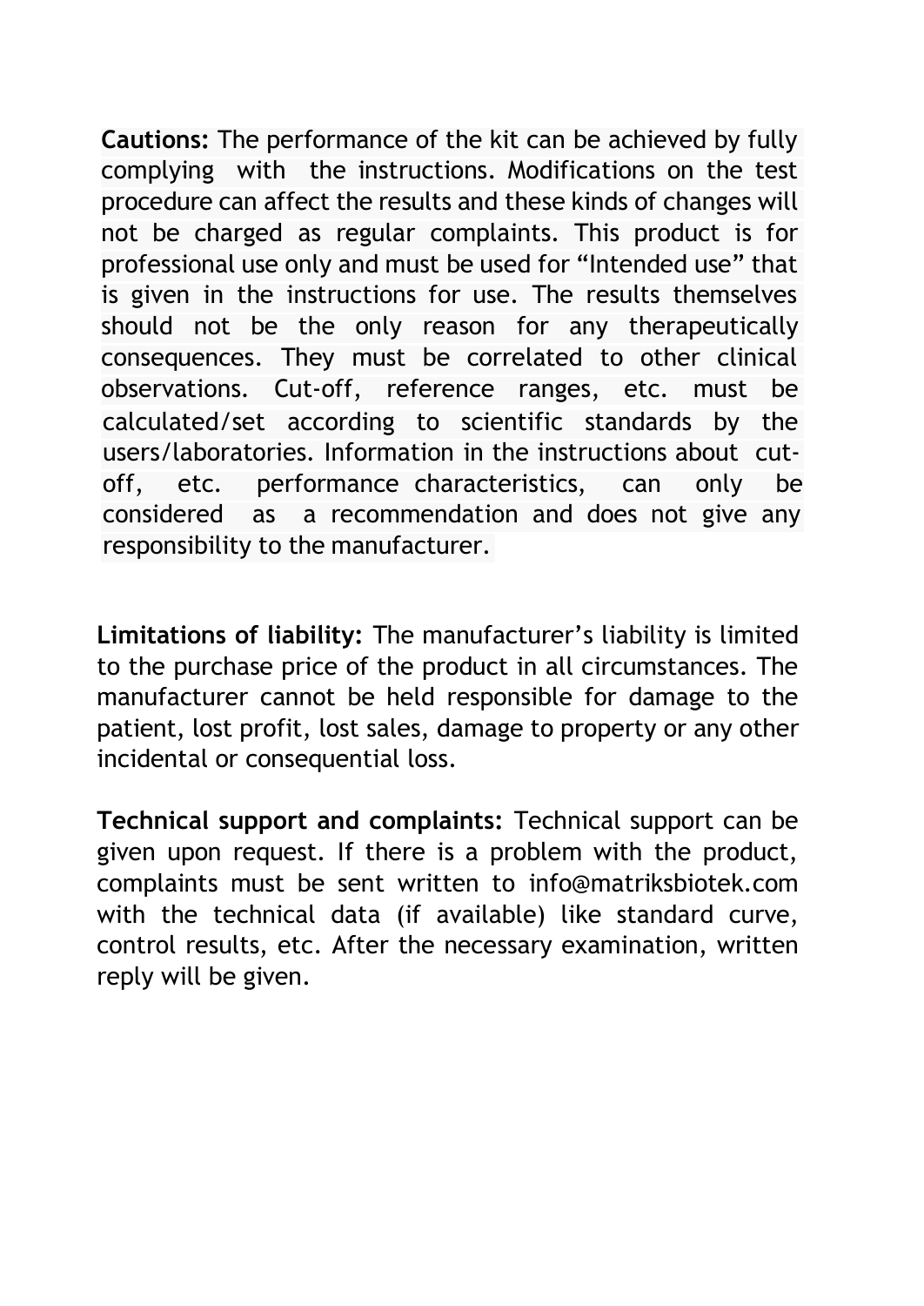**Cautions:** The performance of the kit can be achieved by fully complying with the instructions. Modifications on the test procedure can affect the results and these kinds of changes will not be charged as regular complaints. This product is for professional use only and must be used for “Intended use” that is given in the instructions for use. The results themselves should not be the only reason for any therapeutically consequences. They must be correlated to other clinical observations. Cut-off, reference ranges, etc. must be calculated/set according to scientific standards by the users/laboratories. Information in the instructions about cut-off, etc. performance characteristics, can only be considered as a recommendation and does not give any responsibility to the manufacturer.

**Limitations of liability:** The manufacturer’s liability is limited to the purchase price of the product in all circumstances. The manufacturer cannot be held responsible for damage to the patient, lost profit, lost sales, damage to property or any other incidental or consequential loss.

**Technical support and complaints:** Technical support can be given upon request. If there is a problem with the product, complaints must be sent written to info@matriksbiotek.com with the technical data (if available) like standard curve, control results, etc. After the necessary examination, written reply will be given.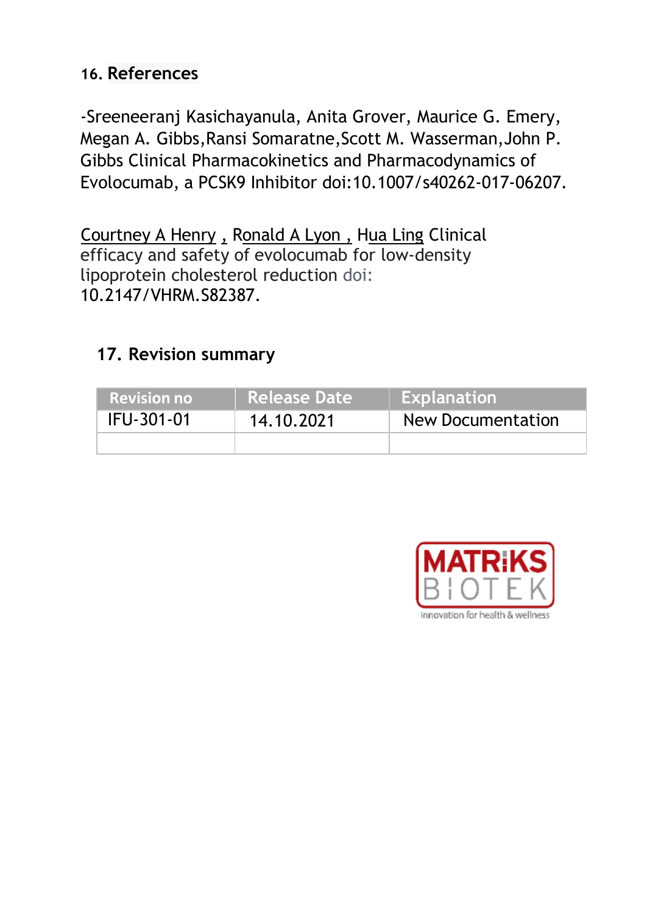## 16. References

-Sreeneeranj Kasichayanula, Anita Grover, Maurice G. Emery, Megan A. Gibbs,Ransi Somaratne,Scott M. Wasserman,John P. Gibbs Clinical Pharmacokinetics and Pharmacodynamics of Evolocumab, a PCSK9 Inhibitor doi:10.1007/s40262-017-06207.

Courtney A Henry , Ronald A Lyon , Hua Ling Clinical efficacy and safety of evolocumab for low-density lipoprotein cholesterol reduction doi: 10.2147/VHRM.S82387.

## 17. Revision summary

| Revision no | Release Date | Explanation |
|---|---|---|
| IFU-301-01 | 14.10.2021 | New Documentation |
| | | |

MATRIKS BIOTEK
innovation for health & wellness